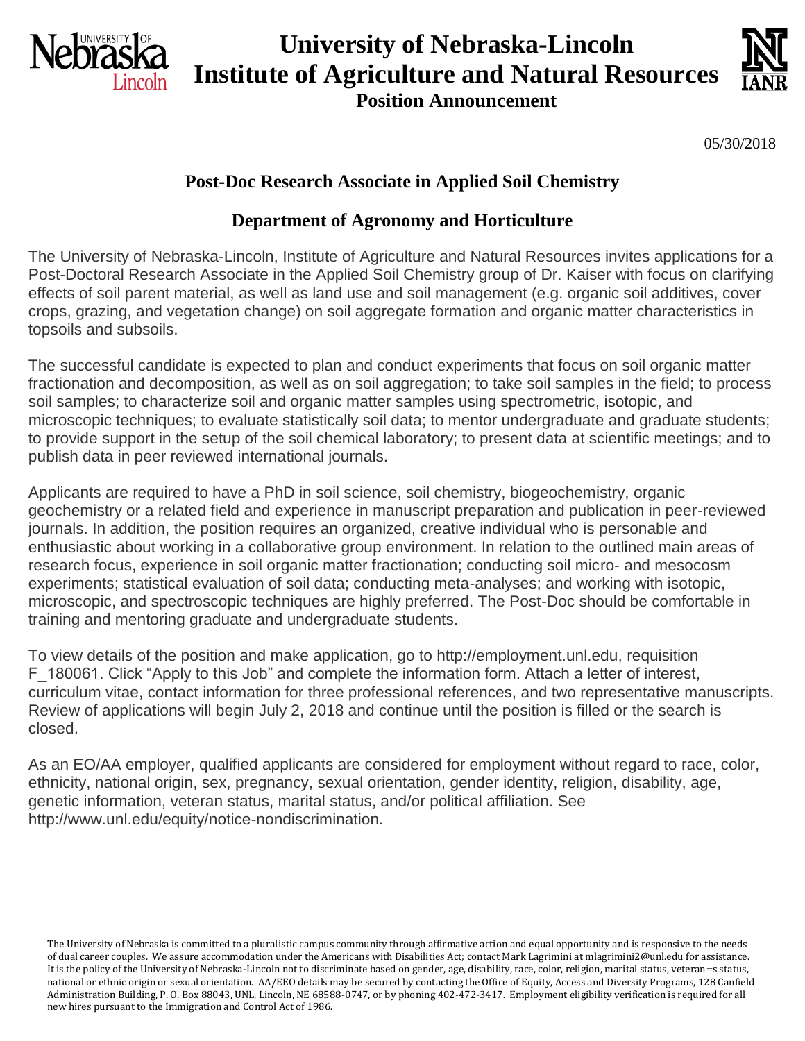# University of Nebraska-Lincoln
# Institute of Agriculture and Natural Resources

**Position Announcement**

05/30/2018

## Post-Doc Research Associate in Applied Soil Chemistry

## Department of Agronomy and Horticulture

The University of Nebraska-Lincoln, Institute of Agriculture and Natural Resources invites applications for a Post-Doctoral Research Associate in the Applied Soil Chemistry group of Dr. Kaiser with focus on clarifying effects of soil parent material, as well as land use and soil management (e.g. organic soil additives, cover crops, grazing, and vegetation change) on soil aggregate formation and organic matter characteristics in topsoils and subsoils.

The successful candidate is expected to plan and conduct experiments that focus on soil organic matter fractionation and decomposition, as well as on soil aggregation; to take soil samples in the field; to process soil samples; to characterize soil and organic matter samples using spectrometric, isotopic, and microscopic techniques; to evaluate statistically soil data; to mentor undergraduate and graduate students; to provide support in the setup of the soil chemical laboratory; to present data at scientific meetings; and to publish data in peer reviewed international journals.

Applicants are required to have a PhD in soil science, soil chemistry, biogeochemistry, organic geochemistry or a related field and experience in manuscript preparation and publication in peer-reviewed journals. In addition, the position requires an organized, creative individual who is personable and enthusiastic about working in a collaborative group environment. In relation to the outlined main areas of research focus, experience in soil organic matter fractionation; conducting soil micro- and mesocosm experiments; statistical evaluation of soil data; conducting meta-analyses; and working with isotopic, microscopic, and spectroscopic techniques are highly preferred. The Post-Doc should be comfortable in training and mentoring graduate and undergraduate students.

To view details of the position and make application, go to http://employment.unl.edu, requisition F_180061. Click "Apply to this Job" and complete the information form. Attach a letter of interest, curriculum vitae, contact information for three professional references, and two representative manuscripts. Review of applications will begin July 2, 2018 and continue until the position is filled or the search is closed.

As an EO/AA employer, qualified applicants are considered for employment without regard to race, color, ethnicity, national origin, sex, pregnancy, sexual orientation, gender identity, religion, disability, age, genetic information, veteran status, marital status, and/or political affiliation. See http://www.unl.edu/equity/notice-nondiscrimination.

The University of Nebraska is committed to a pluralistic campus community through affirmative action and equal opportunity and is responsive to the needs of dual career couples. We assure accommodation under the Americans with Disabilities Act; contact Mark Lagrimini at mlagrimini2@unl.edu for assistance. It is the policy of the University of Nebraska-Lincoln not to discriminate based on gender, age, disability, race, color, religion, marital status, veteran=s status, national or ethnic origin or sexual orientation. AA/EEO details may be secured by contacting the Office of Equity, Access and Diversity Programs, 128 Canfield Administration Building, P. O. Box 88043, UNL, Lincoln, NE 68588-0747, or by phoning 402-472-3417. Employment eligibility verification is required for all new hires pursuant to the Immigration and Control Act of 1986.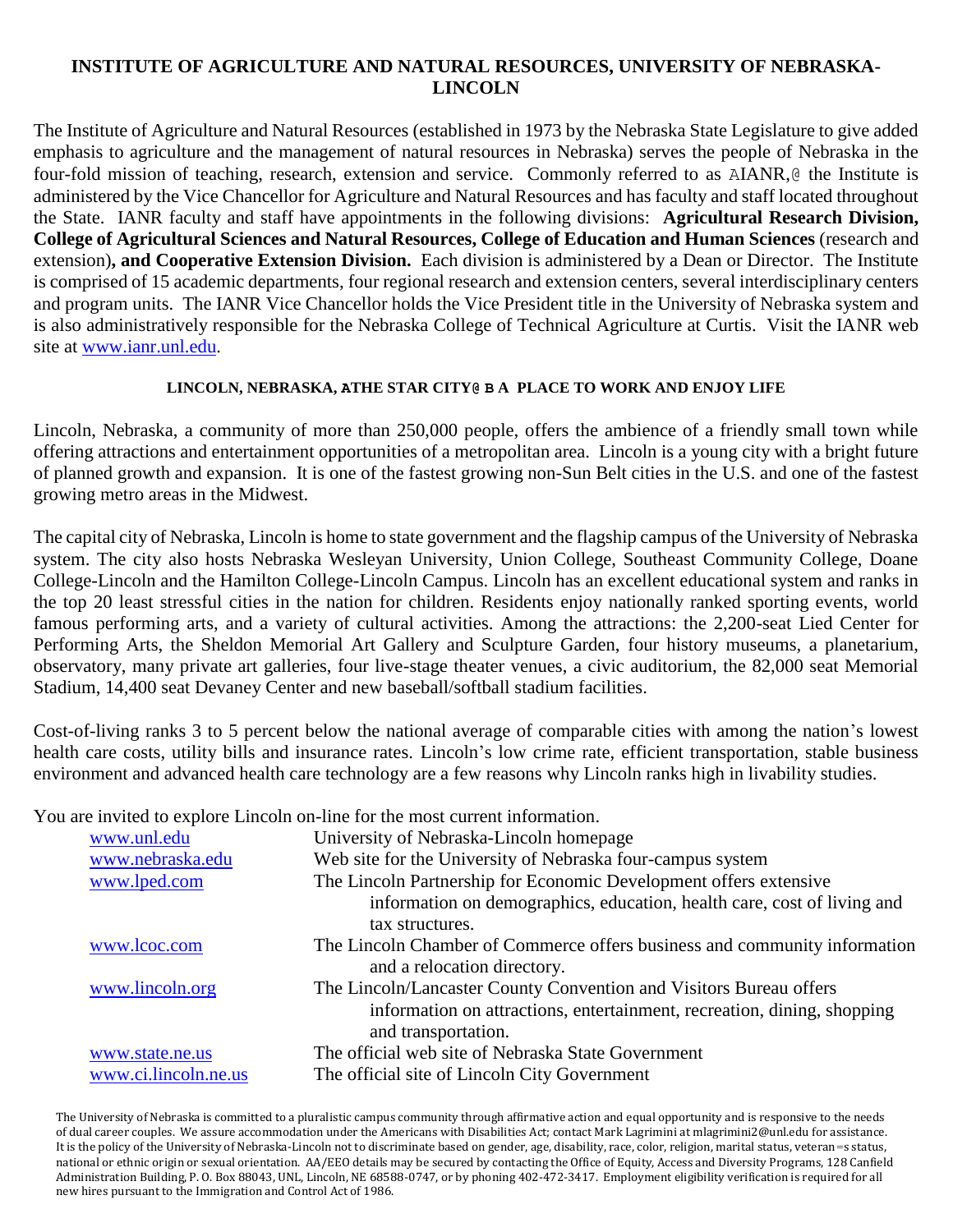## INSTITUTE OF AGRICULTURE AND NATURAL RESOURCES, UNIVERSITY OF NEBRASKA-LINCOLN

The Institute of Agriculture and Natural Resources (established in 1973 by the Nebraska State Legislature to give added emphasis to agriculture and the management of natural resources in Nebraska) serves the people of Nebraska in the four-fold mission of teaching, research, extension and service. Commonly referred to as AIANR,@ the Institute is administered by the Vice Chancellor for Agriculture and Natural Resources and has faculty and staff located throughout the State. IANR faculty and staff have appointments in the following divisions: **Agricultural Research Division, College of Agricultural Sciences and Natural Resources, College of Education and Human Sciences** (research and extension)**, and Cooperative Extension Division.** Each division is administered by a Dean or Director. The Institute is comprised of 15 academic departments, four regional research and extension centers, several interdisciplinary centers and program units. The IANR Vice Chancellor holds the Vice President title in the University of Nebraska system and is also administratively responsible for the Nebraska College of Technical Agriculture at Curtis. Visit the IANR web site at www.ianr.unl.edu.

### LINCOLN, NEBRASKA, ATHE STAR CITY@ B A PLACE TO WORK AND ENJOY LIFE

Lincoln, Nebraska, a community of more than 250,000 people, offers the ambience of a friendly small town while offering attractions and entertainment opportunities of a metropolitan area. Lincoln is a young city with a bright future of planned growth and expansion. It is one of the fastest growing non-Sun Belt cities in the U.S. and one of the fastest growing metro areas in the Midwest.

The capital city of Nebraska, Lincoln is home to state government and the flagship campus of the University of Nebraska system. The city also hosts Nebraska Wesleyan University, Union College, Southeast Community College, Doane College-Lincoln and the Hamilton College-Lincoln Campus. Lincoln has an excellent educational system and ranks in the top 20 least stressful cities in the nation for children. Residents enjoy nationally ranked sporting events, world famous performing arts, and a variety of cultural activities. Among the attractions: the 2,200-seat Lied Center for Performing Arts, the Sheldon Memorial Art Gallery and Sculpture Garden, four history museums, a planetarium, observatory, many private art galleries, four live-stage theater venues, a civic auditorium, the 82,000 seat Memorial Stadium, 14,400 seat Devaney Center and new baseball/softball stadium facilities.

Cost-of-living ranks 3 to 5 percent below the national average of comparable cities with among the nation's lowest health care costs, utility bills and insurance rates. Lincoln's low crime rate, efficient transportation, stable business environment and advanced health care technology are a few reasons why Lincoln ranks high in livability studies.

You are invited to explore Lincoln on-line for the most current information.

| | |
|---|---|
| www.unl.edu | University of Nebraska-Lincoln homepage |
| www.nebraska.edu | Web site for the University of Nebraska four-campus system |
| www.lped.com | The Lincoln Partnership for Economic Development offers extensive information on demographics, education, health care, cost of living and tax structures. |
| www.lcoc.com | The Lincoln Chamber of Commerce offers business and community information and a relocation directory. |
| www.lincoln.org | The Lincoln/Lancaster County Convention and Visitors Bureau offers information on attractions, entertainment, recreation, dining, shopping and transportation. |
| www.state.ne.us | The official web site of Nebraska State Government |
| www.ci.lincoln.ne.us | The official site of Lincoln City Government |

The University of Nebraska is committed to a pluralistic campus community through affirmative action and equal opportunity and is responsive to the needs of dual career couples. We assure accommodation under the Americans with Disabilities Act; contact Mark Lagrimini at mlagrimini2@unl.edu for assistance. It is the policy of the University of Nebraska-Lincoln not to discriminate based on gender, age, disability, race, color, religion, marital status, veteran=s status, national or ethnic origin or sexual orientation. AA/EEO details may be secured by contacting the Office of Equity, Access and Diversity Programs, 128 Canfield Administration Building, P. O. Box 88043, UNL, Lincoln, NE 68588-0747, or by phoning 402-472-3417. Employment eligibility verification is required for all new hires pursuant to the Immigration and Control Act of 1986.